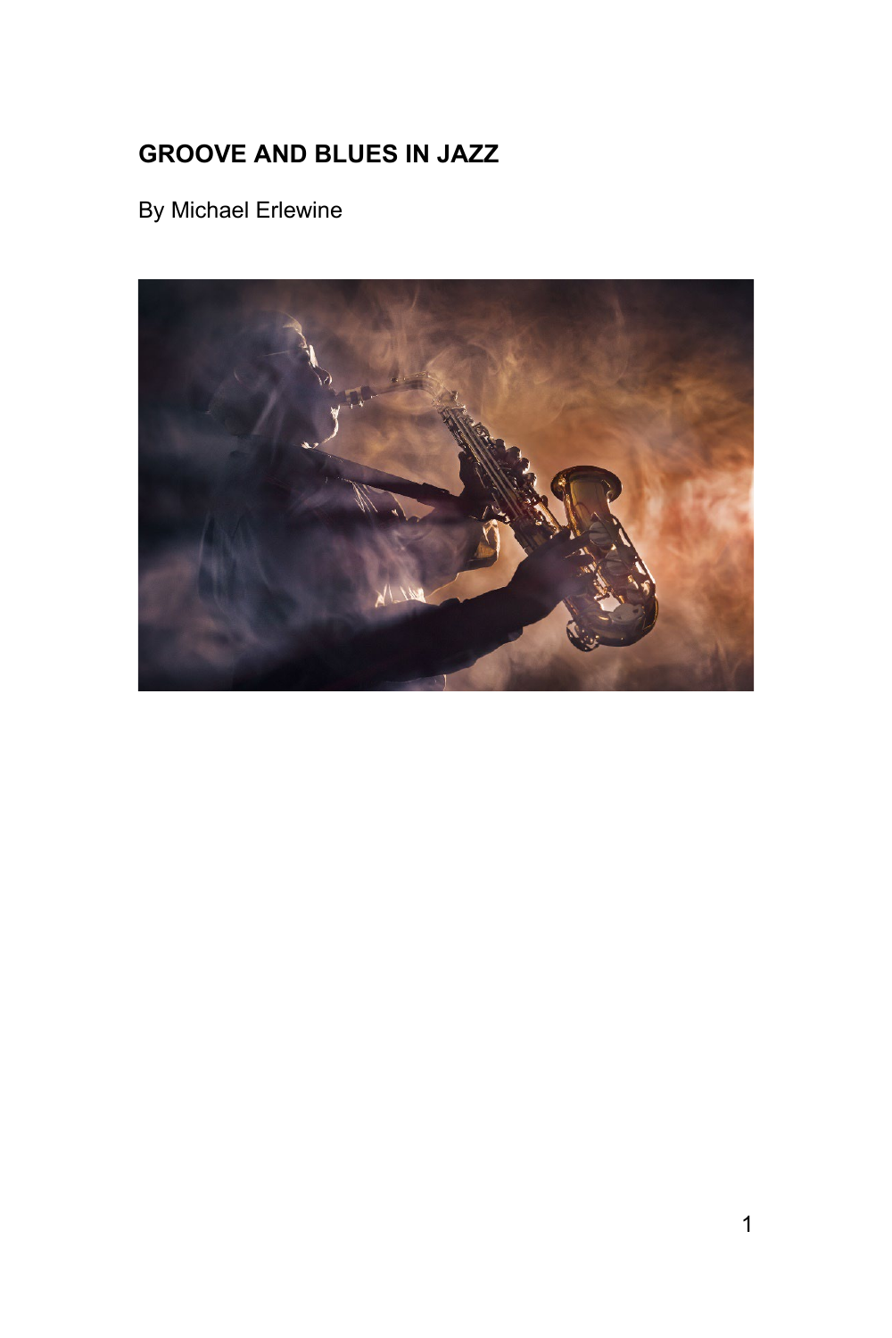# GROOVE AND BLUES IN JAZZ

By Michael Erlewine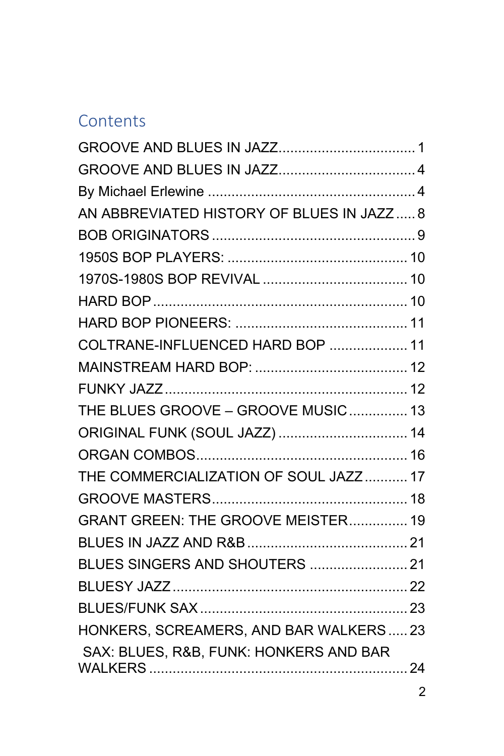## Contents

GROOVE AND BLUES IN JAZZ.................................. 1
GROOVE AND BLUES IN JAZZ.................................. 4
By Michael Erlewine ..................................................... 4
AN ABBREVIATED HISTORY OF BLUES IN JAZZ ..... 8
BOB ORIGINATORS ..................................................... 9
1950S BOP PLAYERS: .............................................. 10
1970S-1980S BOP REVIVAL ..................................... 10
HARD BOP ................................................................ 10
HARD BOP PIONEERS: ............................................ 11
COLTRANE-INFLUENCED HARD BOP .................... 11
MAINSTREAM HARD BOP: ....................................... 12
FUNKY JAZZ ............................................................. 12
THE BLUES GROOVE – GROOVE MUSIC ............... 13
ORIGINAL FUNK (SOUL JAZZ) ................................. 14
ORGAN COMBOS...................................................... 16
THE COMMERCIALIZATION OF SOUL JAZZ ........... 17
GROOVE MASTERS.................................................. 18
GRANT GREEN: THE GROOVE MEISTER............... 19
BLUES IN JAZZ AND R&B ......................................... 21
BLUES SINGERS AND SHOUTERS ......................... 21
BLUESY JAZZ ........................................................... 22
BLUES/FUNK SAX ..................................................... 23
HONKERS, SCREAMERS, AND BAR WALKERS ..... 23
SAX: BLUES, R&B, FUNK: HONKERS AND BAR WALKERS ................................................................. 24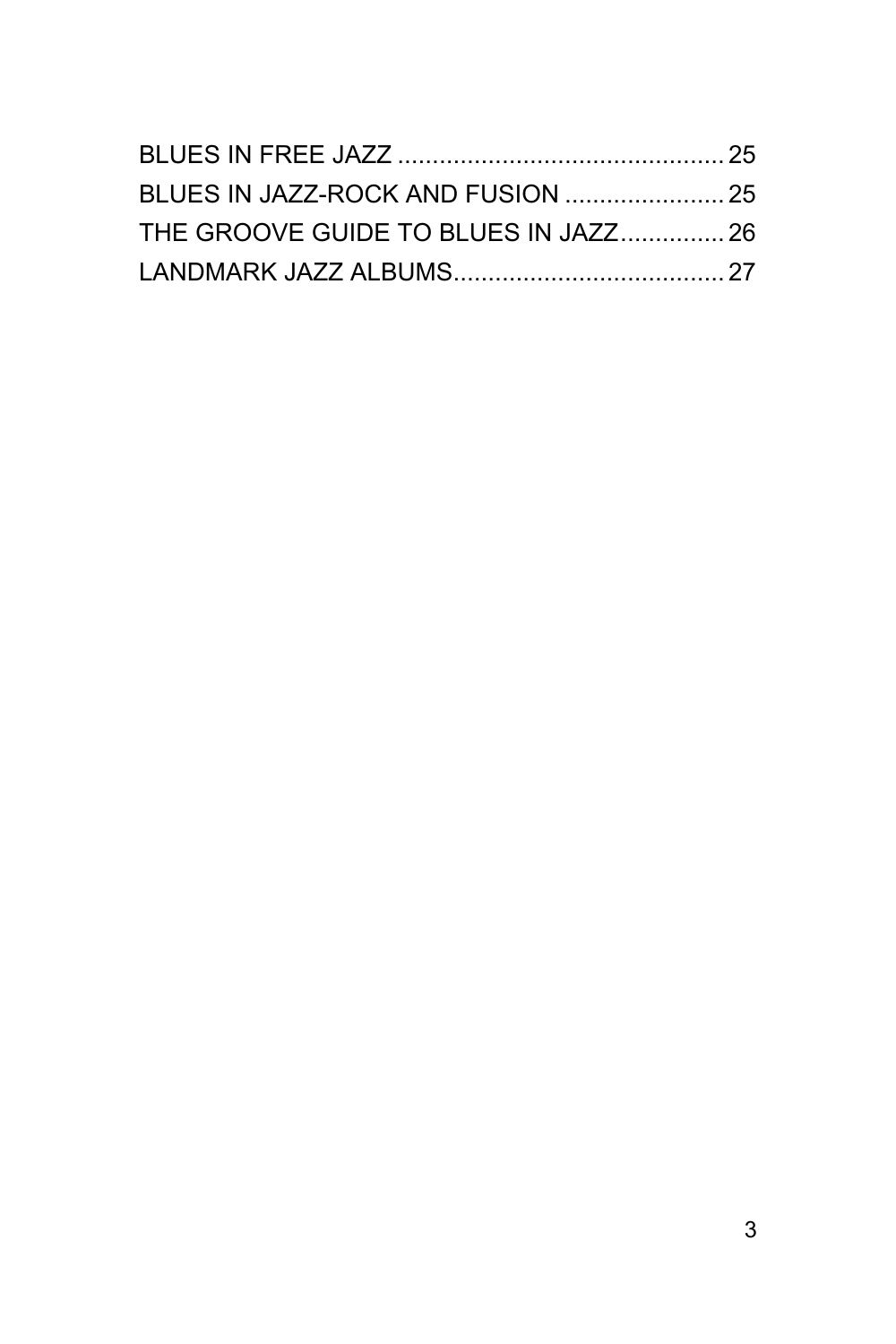BLUES IN FREE JAZZ ............................................... 25
BLUES IN JAZZ-ROCK AND FUSION ....................... 25
THE GROOVE GUIDE TO BLUES IN JAZZ............... 26
LANDMARK JAZZ ALBUMS....................................... 27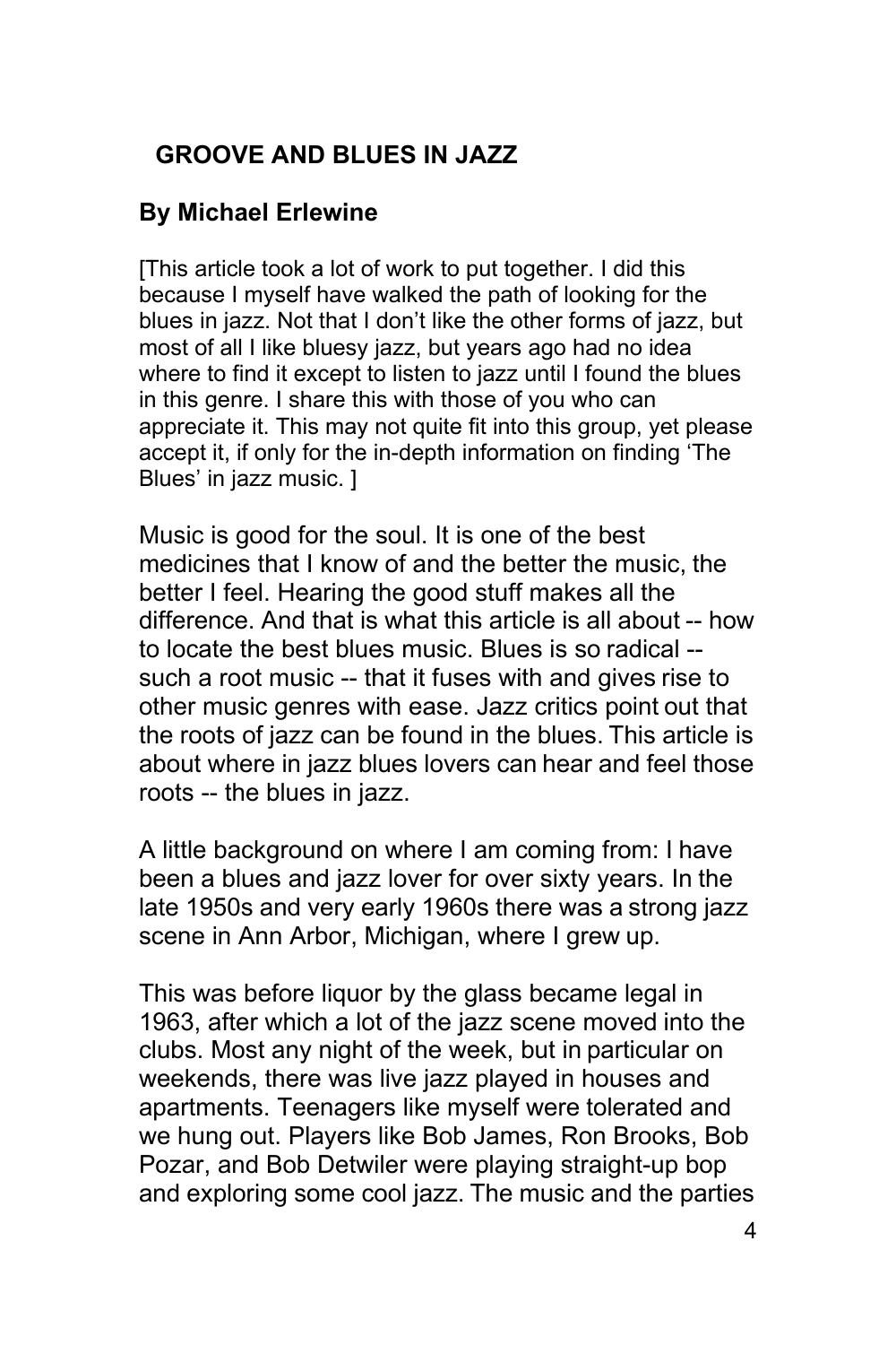## GROOVE AND BLUES IN JAZZ

### By Michael Erlewine

[This article took a lot of work to put together. I did this because I myself have walked the path of looking for the blues in jazz. Not that I don't like the other forms of jazz, but most of all I like bluesy jazz, but years ago had no idea where to find it except to listen to jazz until I found the blues in this genre. I share this with those of you who can appreciate it. This may not quite fit into this group, yet please accept it, if only for the in-depth information on finding 'The Blues' in jazz music. ]

Music is good for the soul. It is one of the best medicines that I know of and the better the music, the better I feel. Hearing the good stuff makes all the difference. And that is what this article is all about -- how to locate the best blues music. Blues is so radical -- such a root music -- that it fuses with and gives rise to other music genres with ease. Jazz critics point out that the roots of jazz can be found in the blues. This article is about where in jazz blues lovers can hear and feel those roots -- the blues in jazz.

A little background on where I am coming from: I have been a blues and jazz lover for over sixty years. In the late 1950s and very early 1960s there was a strong jazz scene in Ann Arbor, Michigan, where I grew up.

This was before liquor by the glass became legal in 1963, after which a lot of the jazz scene moved into the clubs. Most any night of the week, but in particular on weekends, there was live jazz played in houses and apartments. Teenagers like myself were tolerated and we hung out. Players like Bob James, Ron Brooks, Bob Pozar, and Bob Detwiler were playing straight-up bop and exploring some cool jazz. The music and the parties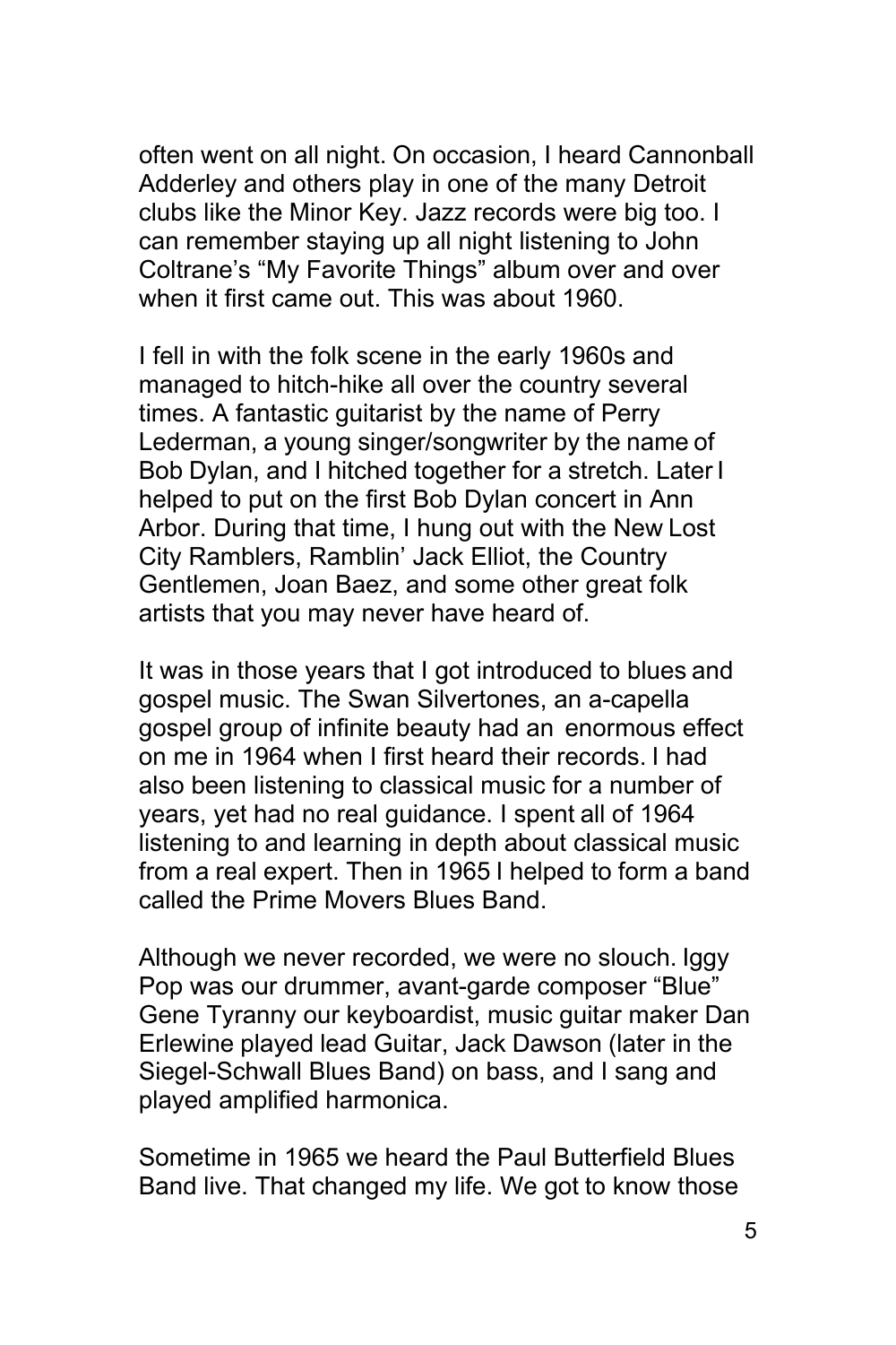often went on all night. On occasion, I heard Cannonball Adderley and others play in one of the many Detroit clubs like the Minor Key. Jazz records were big too. I can remember staying up all night listening to John Coltrane's "My Favorite Things" album over and over when it first came out. This was about 1960.

I fell in with the folk scene in the early 1960s and managed to hitch-hike all over the country several times. A fantastic guitarist by the name of Perry Lederman, a young singer/songwriter by the name of Bob Dylan, and I hitched together for a stretch. Later I helped to put on the first Bob Dylan concert in Ann Arbor. During that time, I hung out with the New Lost City Ramblers, Ramblin' Jack Elliot, the Country Gentlemen, Joan Baez, and some other great folk artists that you may never have heard of.

It was in those years that I got introduced to blues and gospel music. The Swan Silvertones, an a-capella gospel group of infinite beauty had an enormous effect on me in 1964 when I first heard their records. I had also been listening to classical music for a number of years, yet had no real guidance. I spent all of 1964 listening to and learning in depth about classical music from a real expert. Then in 1965 I helped to form a band called the Prime Movers Blues Band.

Although we never recorded, we were no slouch. Iggy Pop was our drummer, avant-garde composer "Blue" Gene Tyranny our keyboardist, music guitar maker Dan Erlewine played lead Guitar, Jack Dawson (later in the Siegel-Schwall Blues Band) on bass, and I sang and played amplified harmonica.

Sometime in 1965 we heard the Paul Butterfield Blues Band live. That changed my life. We got to know those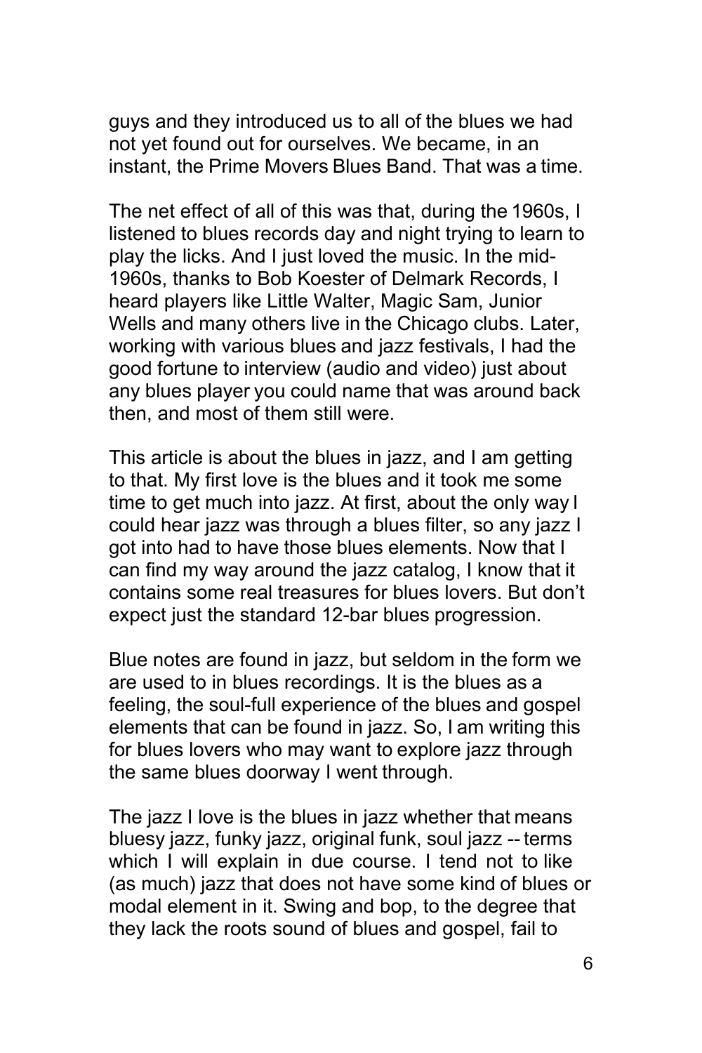guys and they introduced us to all of the blues we had not yet found out for ourselves. We became, in an instant, the Prime Movers Blues Band. That was a time.

The net effect of all of this was that, during the 1960s, I listened to blues records day and night trying to learn to play the licks. And I just loved the music. In the mid-1960s, thanks to Bob Koester of Delmark Records, I heard players like Little Walter, Magic Sam, Junior Wells and many others live in the Chicago clubs. Later, working with various blues and jazz festivals, I had the good fortune to interview (audio and video) just about any blues player you could name that was around back then, and most of them still were.

This article is about the blues in jazz, and I am getting to that. My first love is the blues and it took me some time to get much into jazz. At first, about the only way I could hear jazz was through a blues filter, so any jazz I got into had to have those blues elements. Now that I can find my way around the jazz catalog, I know that it contains some real treasures for blues lovers. But don't expect just the standard 12-bar blues progression.

Blue notes are found in jazz, but seldom in the form we are used to in blues recordings. It is the blues as a feeling, the soul-full experience of the blues and gospel elements that can be found in jazz. So, I am writing this for blues lovers who may want to explore jazz through the same blues doorway I went through.

The jazz I love is the blues in jazz whether that means bluesy jazz, funky jazz, original funk, soul jazz -- terms which I will explain in due course. I tend not to like (as much) jazz that does not have some kind of blues or modal element in it. Swing and bop, to the degree that they lack the roots sound of blues and gospel, fail to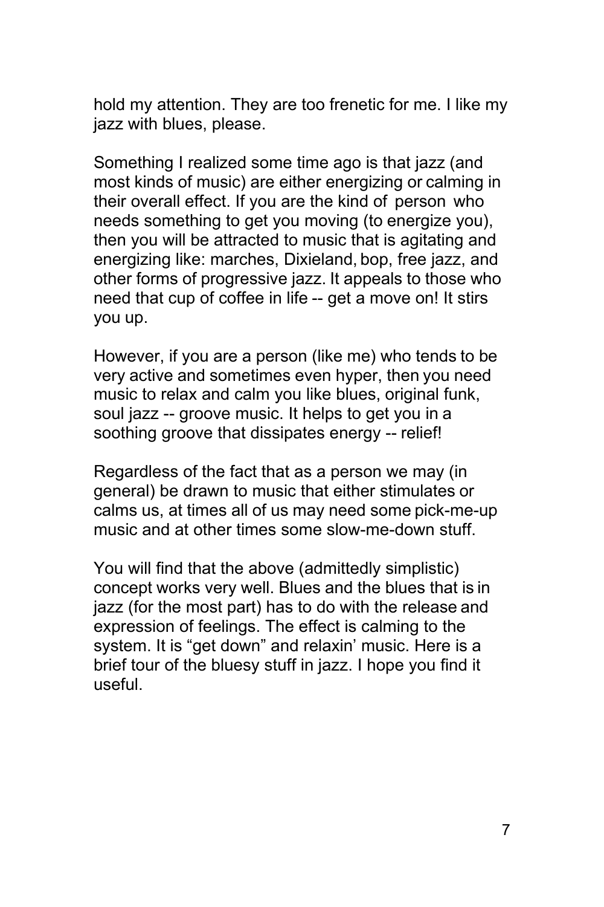hold my attention. They are too frenetic for me. I like my jazz with blues, please.

Something I realized some time ago is that jazz (and most kinds of music) are either energizing or calming in their overall effect. If you are the kind of person who needs something to get you moving (to energize you), then you will be attracted to music that is agitating and energizing like: marches, Dixieland, bop, free jazz, and other forms of progressive jazz. It appeals to those who need that cup of coffee in life -- get a move on! It stirs you up.

However, if you are a person (like me) who tends to be very active and sometimes even hyper, then you need music to relax and calm you like blues, original funk, soul jazz -- groove music. It helps to get you in a soothing groove that dissipates energy -- relief!

Regardless of the fact that as a person we may (in general) be drawn to music that either stimulates or calms us, at times all of us may need some pick-me-up music and at other times some slow-me-down stuff.

You will find that the above (admittedly simplistic) concept works very well. Blues and the blues that is in jazz (for the most part) has to do with the release and expression of feelings. The effect is calming to the system. It is “get down” and relaxin’ music. Here is a brief tour of the bluesy stuff in jazz. I hope you find it useful.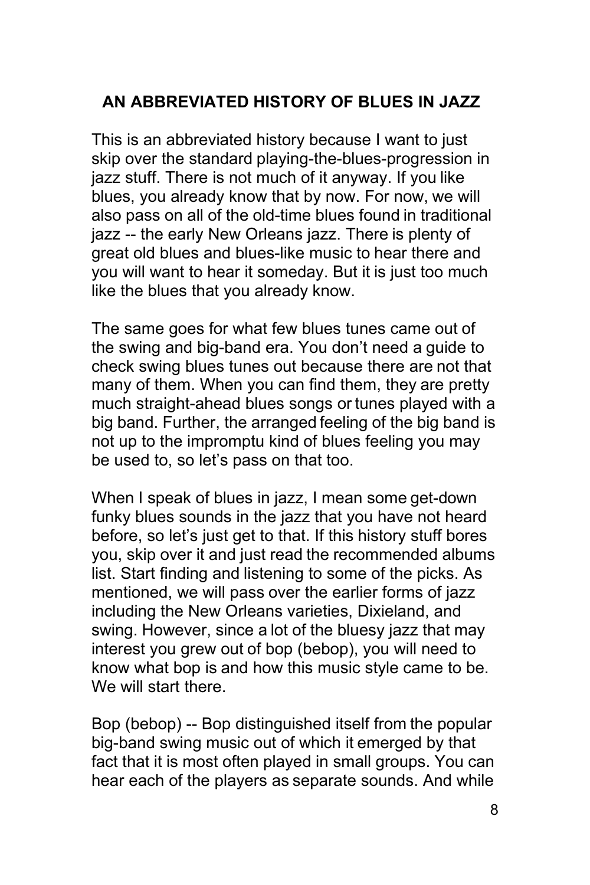## AN ABBREVIATED HISTORY OF BLUES IN JAZZ

This is an abbreviated history because I want to just skip over the standard playing-the-blues-progression in jazz stuff. There is not much of it anyway. If you like blues, you already know that by now. For now, we will also pass on all of the old-time blues found in traditional jazz -- the early New Orleans jazz. There is plenty of great old blues and blues-like music to hear there and you will want to hear it someday. But it is just too much like the blues that you already know.

The same goes for what few blues tunes came out of the swing and big-band era. You don't need a guide to check swing blues tunes out because there are not that many of them. When you can find them, they are pretty much straight-ahead blues songs or tunes played with a big band. Further, the arranged feeling of the big band is not up to the impromptu kind of blues feeling you may be used to, so let's pass on that too.

When I speak of blues in jazz, I mean some get-down funky blues sounds in the jazz that you have not heard before, so let's just get to that. If this history stuff bores you, skip over it and just read the recommended albums list. Start finding and listening to some of the picks. As mentioned, we will pass over the earlier forms of jazz including the New Orleans varieties, Dixieland, and swing. However, since a lot of the bluesy jazz that may interest you grew out of bop (bebop), you will need to know what bop is and how this music style came to be. We will start there.

Bop (bebop) -- Bop distinguished itself from the popular big-band swing music out of which it emerged by that fact that it is most often played in small groups. You can hear each of the players as separate sounds. And while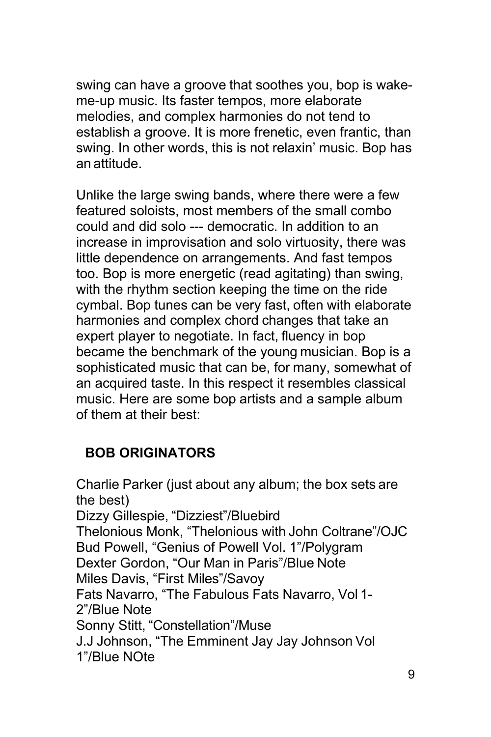swing can have a groove that soothes you, bop is wake-me-up music. Its faster tempos, more elaborate melodies, and complex harmonies do not tend to establish a groove. It is more frenetic, even frantic, than swing. In other words, this is not relaxin' music. Bop has an attitude.

Unlike the large swing bands, where there were a few featured soloists, most members of the small combo could and did solo --- democratic. In addition to an increase in improvisation and solo virtuosity, there was little dependence on arrangements. And fast tempos too. Bop is more energetic (read agitating) than swing, with the rhythm section keeping the time on the ride cymbal. Bop tunes can be very fast, often with elaborate harmonies and complex chord changes that take an expert player to negotiate. In fact, fluency in bop became the benchmark of the young musician. Bop is a sophisticated music that can be, for many, somewhat of an acquired taste. In this respect it resembles classical music. Here are some bop artists and a sample album of them at their best:

**BOB ORIGINATORS**

Charlie Parker (just about any album; the box sets are the best)
Dizzy Gillespie, "Dizziest"/Bluebird
Thelonious Monk, "Thelonious with John Coltrane"/OJC
Bud Powell, "Genius of Powell Vol. 1"/Polygram
Dexter Gordon, "Our Man in Paris"/Blue Note
Miles Davis, "First Miles"/Savoy
Fats Navarro, "The Fabulous Fats Navarro, Vol 1-2"/Blue Note
Sonny Stitt, "Constellation"/Muse
J.J Johnson, "The Emminent Jay Jay Johnson Vol 1"/Blue NOte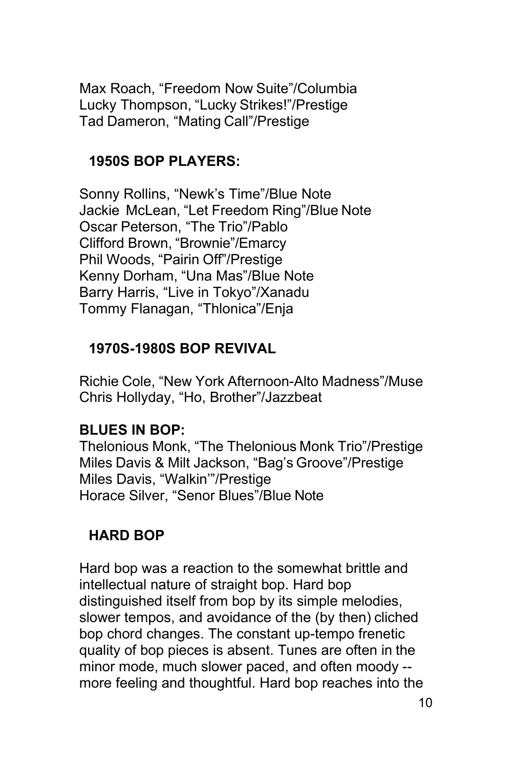Max Roach, “Freedom Now Suite”/Columbia
Lucky Thompson, “Lucky Strikes!”/Prestige
Tad Dameron, “Mating Call”/Prestige

## 1950S BOP PLAYERS:

Sonny Rollins, “Newk’s Time”/Blue Note
Jackie McLean, “Let Freedom Ring”/Blue Note
Oscar Peterson, “The Trio”/Pablo
Clifford Brown, “Brownie”/Emarcy
Phil Woods, “Pairin Off”/Prestige
Kenny Dorham, “Una Mas”/Blue Note
Barry Harris, “Live in Tokyo”/Xanadu
Tommy Flanagan, “Thlonica”/Enja

## 1970S-1980S BOP REVIVAL

Richie Cole, “New York Afternoon-Alto Madness”/Muse
Chris Hollyday, “Ho, Brother”/Jazzbeat

## BLUES IN BOP:

Thelonious Monk, “The Thelonious Monk Trio”/Prestige
Miles Davis & Milt Jackson, “Bag’s Groove”/Prestige
Miles Davis, “Walkin’”/Prestige
Horace Silver, “Senor Blues”/Blue Note

## HARD BOP

Hard bop was a reaction to the somewhat brittle and intellectual nature of straight bop. Hard bop distinguished itself from bop by its simple melodies, slower tempos, and avoidance of the (by then) cliched bop chord changes. The constant up-tempo frenetic quality of bop pieces is absent. Tunes are often in the minor mode, much slower paced, and often moody -- more feeling and thoughtful. Hard bop reaches into the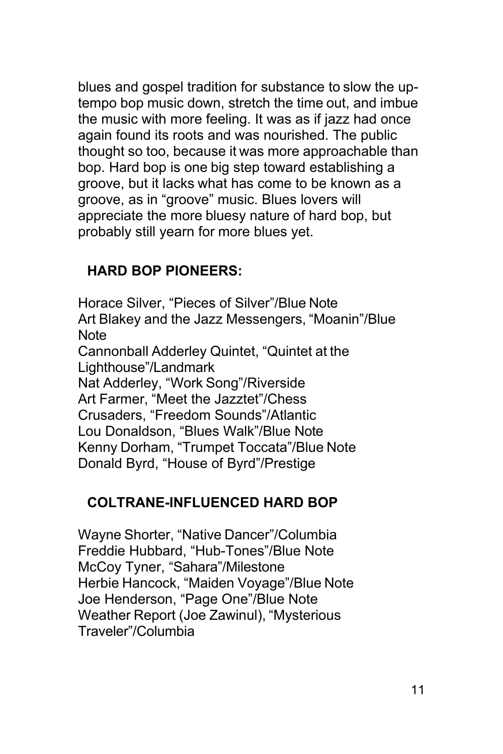blues and gospel tradition for substance to slow the up-tempo bop music down, stretch the time out, and imbue the music with more feeling. It was as if jazz had once again found its roots and was nourished. The public thought so too, because it was more approachable than bop. Hard bop is one big step toward establishing a groove, but it lacks what has come to be known as a groove, as in "groove" music. Blues lovers will appreciate the more bluesy nature of hard bop, but probably still yearn for more blues yet.

## HARD BOP PIONEERS:

Horace Silver, "Pieces of Silver"/Blue Note
Art Blakey and the Jazz Messengers, "Moanin"/Blue Note
Cannonball Adderley Quintet, "Quintet at the Lighthouse"/Landmark
Nat Adderley, "Work Song"/Riverside
Art Farmer, "Meet the Jazztet"/Chess
Crusaders, "Freedom Sounds"/Atlantic
Lou Donaldson, "Blues Walk"/Blue Note
Kenny Dorham, "Trumpet Toccata"/Blue Note
Donald Byrd, "House of Byrd"/Prestige

## COLTRANE-INFLUENCED HARD BOP

Wayne Shorter, "Native Dancer"/Columbia
Freddie Hubbard, "Hub-Tones"/Blue Note
McCoy Tyner, "Sahara"/Milestone
Herbie Hancock, "Maiden Voyage"/Blue Note
Joe Henderson, "Page One"/Blue Note
Weather Report (Joe Zawinul), "Mysterious Traveler"/Columbia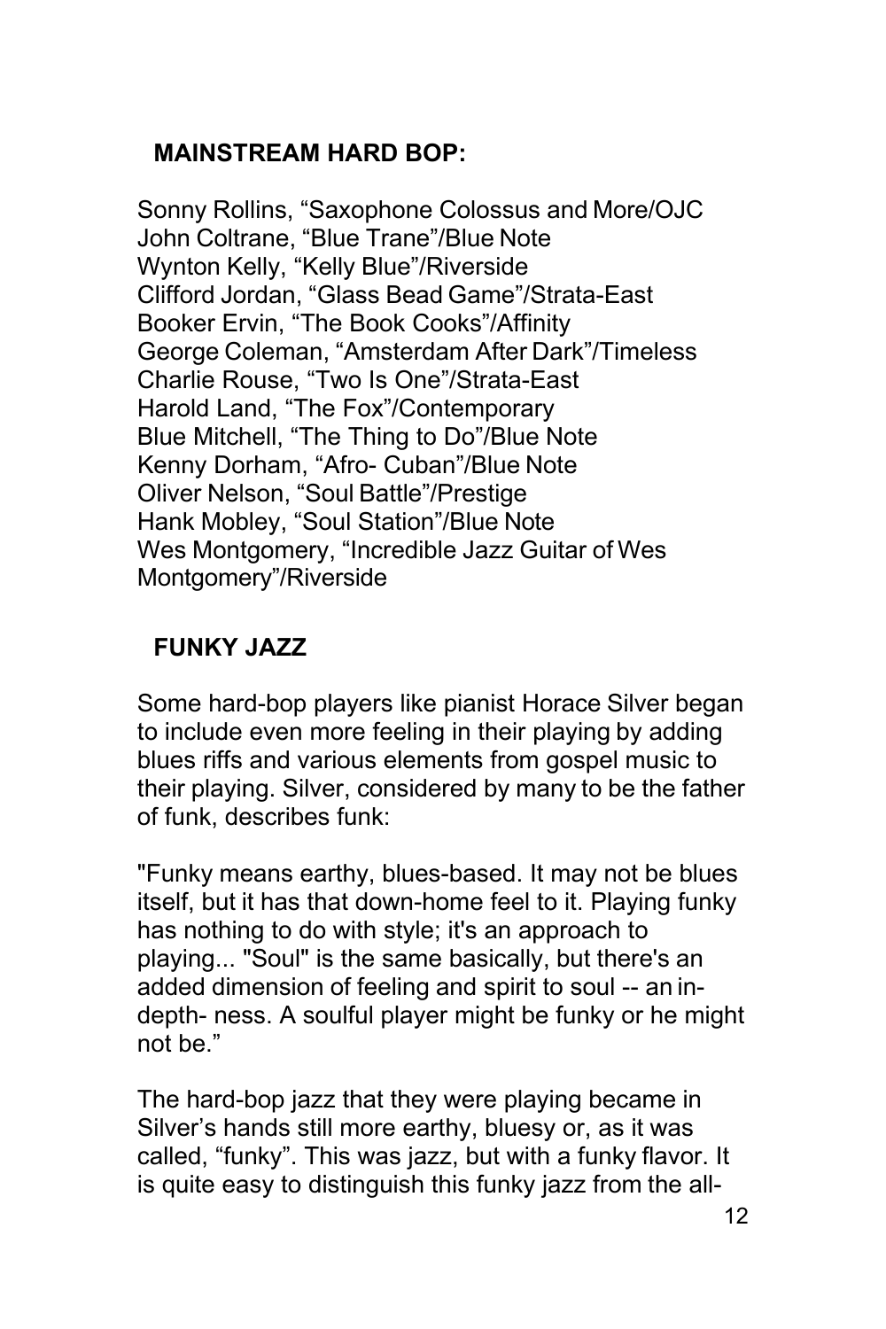## MAINSTREAM HARD BOP:

Sonny Rollins, "Saxophone Colossus and More/OJC
John Coltrane, "Blue Trane"/Blue Note
Wynton Kelly, "Kelly Blue"/Riverside
Clifford Jordan, "Glass Bead Game"/Strata-East
Booker Ervin, "The Book Cooks"/Affinity
George Coleman, "Amsterdam After Dark"/Timeless
Charlie Rouse, "Two Is One"/Strata-East
Harold Land, "The Fox"/Contemporary
Blue Mitchell, "The Thing to Do"/Blue Note
Kenny Dorham, "Afro- Cuban"/Blue Note
Oliver Nelson, "Soul Battle"/Prestige
Hank Mobley, "Soul Station"/Blue Note
Wes Montgomery, "Incredible Jazz Guitar of Wes Montgomery"/Riverside

## FUNKY JAZZ

Some hard-bop players like pianist Horace Silver began to include even more feeling in their playing by adding blues riffs and various elements from gospel music to their playing. Silver, considered by many to be the father of funk, describes funk:

"Funky means earthy, blues-based. It may not be blues itself, but it has that down-home feel to it. Playing funky has nothing to do with style; it's an approach to playing... "Soul" is the same basically, but there's an added dimension of feeling and spirit to soul -- an in-depth- ness. A soulful player might be funky or he might not be."

The hard-bop jazz that they were playing became in Silver's hands still more earthy, bluesy or, as it was called, "funky". This was jazz, but with a funky flavor. It is quite easy to distinguish this funky jazz from the all-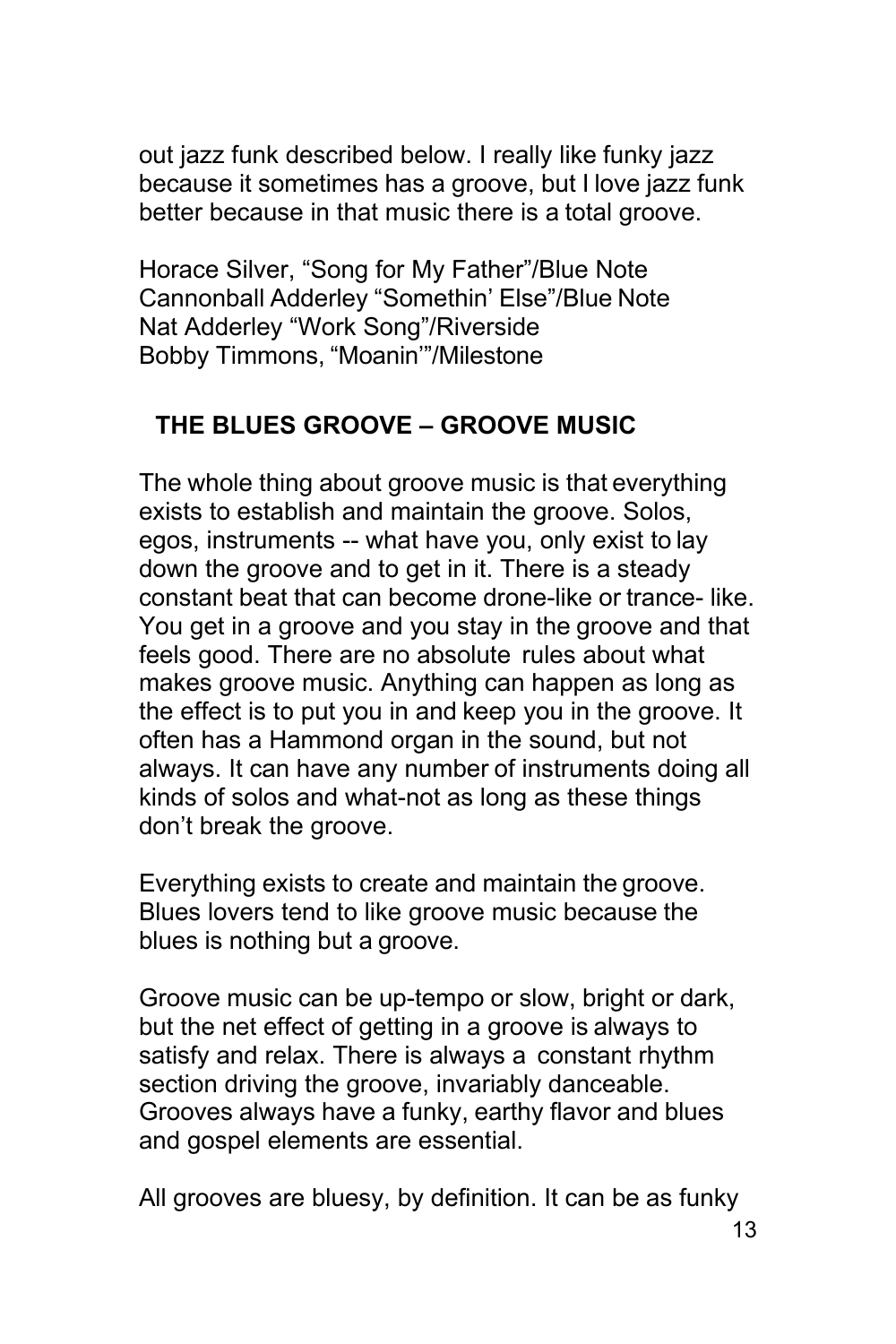out jazz funk described below. I really like funky jazz because it sometimes has a groove, but I love jazz funk better because in that music there is a total groove.

Horace Silver, "Song for My Father"/Blue Note
Cannonball Adderley "Somethin' Else"/Blue Note
Nat Adderley "Work Song"/Riverside
Bobby Timmons, "Moanin'"/Milestone

## THE BLUES GROOVE – GROOVE MUSIC

The whole thing about groove music is that everything exists to establish and maintain the groove. Solos, egos, instruments -- what have you, only exist to lay down the groove and to get in it. There is a steady constant beat that can become drone-like or trance- like. You get in a groove and you stay in the groove and that feels good. There are no absolute rules about what makes groove music. Anything can happen as long as the effect is to put you in and keep you in the groove. It often has a Hammond organ in the sound, but not always. It can have any number of instruments doing all kinds of solos and what-not as long as these things don't break the groove.

Everything exists to create and maintain the groove. Blues lovers tend to like groove music because the blues is nothing but a groove.

Groove music can be up-tempo or slow, bright or dark, but the net effect of getting in a groove is always to satisfy and relax. There is always a constant rhythm section driving the groove, invariably danceable. Grooves always have a funky, earthy flavor and blues and gospel elements are essential.

All grooves are bluesy, by definition. It can be as funky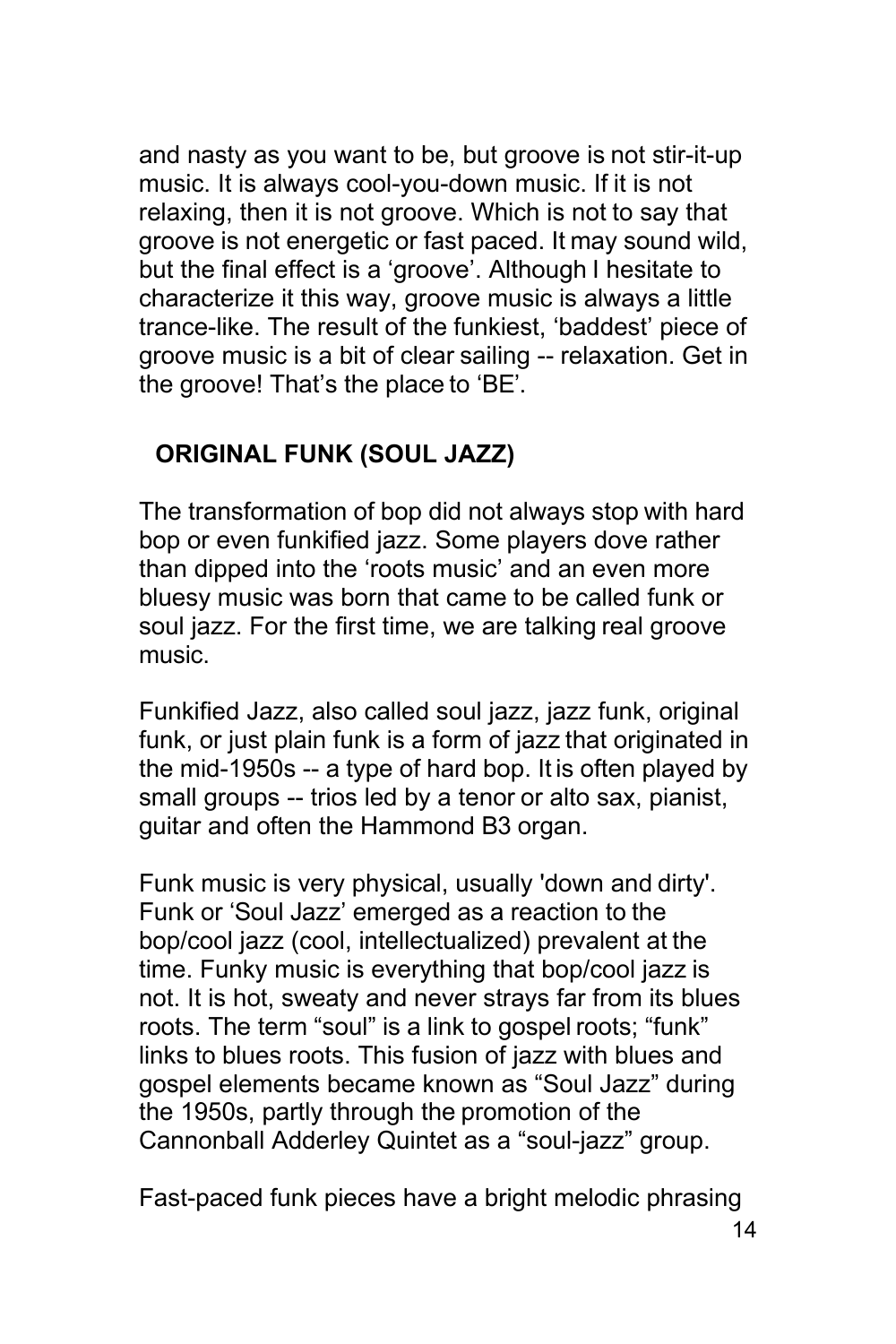and nasty as you want to be, but groove is not stir-it-up music. It is always cool-you-down music. If it is not relaxing, then it is not groove. Which is not to say that groove is not energetic or fast paced. It may sound wild, but the final effect is a 'groove'. Although I hesitate to characterize it this way, groove music is always a little trance-like. The result of the funkiest, 'baddest' piece of groove music is a bit of clear sailing -- relaxation. Get in the groove! That's the place to 'BE'.

## ORIGINAL FUNK (SOUL JAZZ)

The transformation of bop did not always stop with hard bop or even funkified jazz. Some players dove rather than dipped into the 'roots music' and an even more bluesy music was born that came to be called funk or soul jazz. For the first time, we are talking real groove music.

Funkified Jazz, also called soul jazz, jazz funk, original funk, or just plain funk is a form of jazz that originated in the mid-1950s -- a type of hard bop. It is often played by small groups -- trios led by a tenor or alto sax, pianist, guitar and often the Hammond B3 organ.

Funk music is very physical, usually 'down and dirty'. Funk or 'Soul Jazz' emerged as a reaction to the bop/cool jazz (cool, intellectualized) prevalent at the time. Funky music is everything that bop/cool jazz is not. It is hot, sweaty and never strays far from its blues roots. The term "soul" is a link to gospel roots; "funk" links to blues roots. This fusion of jazz with blues and gospel elements became known as "Soul Jazz" during the 1950s, partly through the promotion of the Cannonball Adderley Quintet as a "soul-jazz" group.

Fast-paced funk pieces have a bright melodic phrasing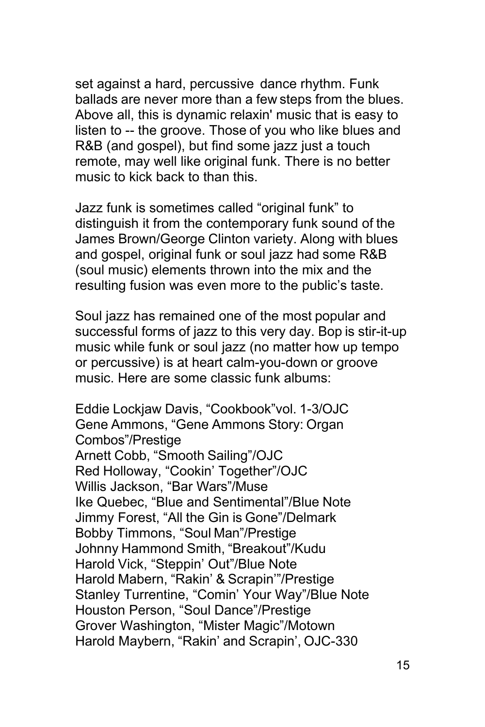set against a hard, percussive dance rhythm. Funk ballads are never more than a few steps from the blues. Above all, this is dynamic relaxin' music that is easy to listen to -- the groove. Those of you who like blues and R&B (and gospel), but find some jazz just a touch remote, may well like original funk. There is no better music to kick back to than this.

Jazz funk is sometimes called “original funk” to distinguish it from the contemporary funk sound of the James Brown/George Clinton variety. Along with blues and gospel, original funk or soul jazz had some R&B (soul music) elements thrown into the mix and the resulting fusion was even more to the public’s taste.

Soul jazz has remained one of the most popular and successful forms of jazz to this very day. Bop is stir-it-up music while funk or soul jazz (no matter how up tempo or percussive) is at heart calm-you-down or groove music. Here are some classic funk albums:

Eddie Lockjaw Davis, “Cookbook”vol. 1-3/OJC
Gene Ammons, “Gene Ammons Story: Organ Combos”/Prestige
Arnett Cobb, “Smooth Sailing”/OJC
Red Holloway, “Cookin’ Together”/OJC
Willis Jackson, “Bar Wars”/Muse
Ike Quebec, “Blue and Sentimental”/Blue Note
Jimmy Forest, “All the Gin is Gone”/Delmark
Bobby Timmons, “Soul Man”/Prestige
Johnny Hammond Smith, “Breakout”/Kudu
Harold Vick, “Steppin’ Out”/Blue Note
Harold Mabern, “Rakin’ & Scrapin’”/Prestige
Stanley Turrentine, “Comin’ Your Way”/Blue Note
Houston Person, “Soul Dance”/Prestige
Grover Washington, “Mister Magic”/Motown
Harold Maybern, “Rakin’ and Scrapin’, OJC-330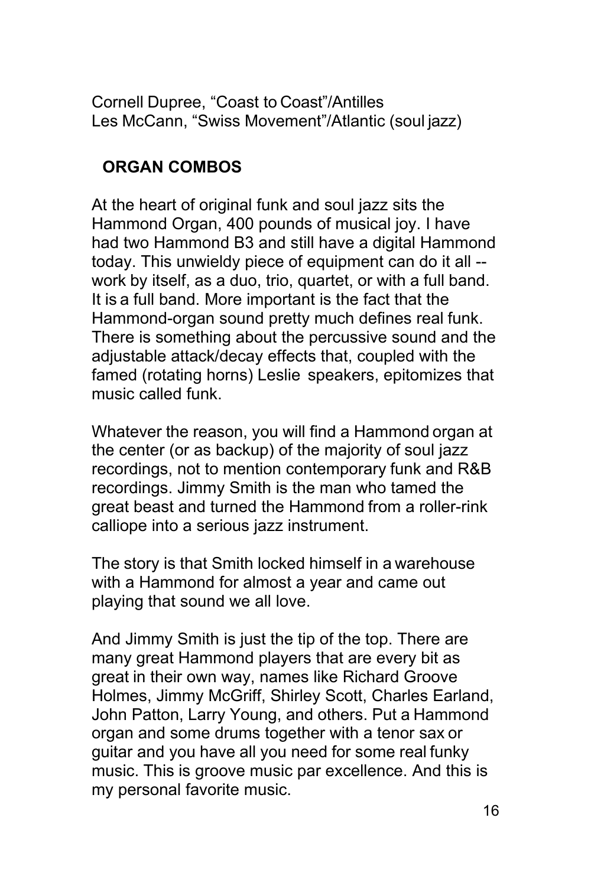Cornell Dupree, “Coast to Coast”/Antilles
Les McCann, “Swiss Movement”/Atlantic (soul jazz)

## ORGAN COMBOS

At the heart of original funk and soul jazz sits the Hammond Organ, 400 pounds of musical joy. I have had two Hammond B3 and still have a digital Hammond today. This unwieldy piece of equipment can do it all -- work by itself, as a duo, trio, quartet, or with a full band. It is a full band. More important is the fact that the Hammond-organ sound pretty much defines real funk. There is something about the percussive sound and the adjustable attack/decay effects that, coupled with the famed (rotating horns) Leslie speakers, epitomizes that music called funk.

Whatever the reason, you will find a Hammond organ at the center (or as backup) of the majority of soul jazz recordings, not to mention contemporary funk and R&B recordings. Jimmy Smith is the man who tamed the great beast and turned the Hammond from a roller-rink calliope into a serious jazz instrument.

The story is that Smith locked himself in a warehouse with a Hammond for almost a year and came out playing that sound we all love.

And Jimmy Smith is just the tip of the top. There are many great Hammond players that are every bit as great in their own way, names like Richard Groove Holmes, Jimmy McGriff, Shirley Scott, Charles Earland, John Patton, Larry Young, and others. Put a Hammond organ and some drums together with a tenor sax or guitar and you have all you need for some real funky music. This is groove music par excellence. And this is my personal favorite music.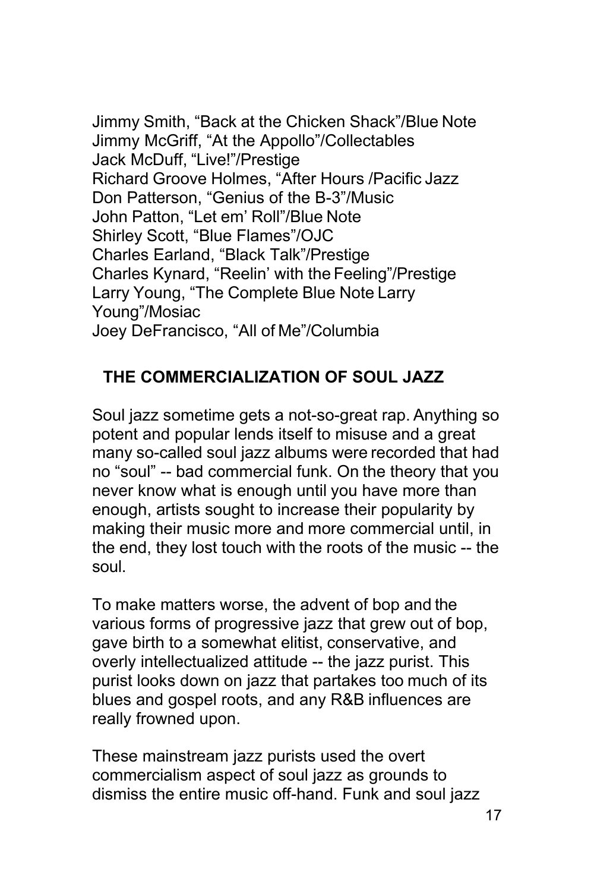Jimmy Smith, "Back at the Chicken Shack"/Blue Note
Jimmy McGriff, "At the Appollo"/Collectables
Jack McDuff, "Live!"/Prestige
Richard Groove Holmes, "After Hours /Pacific Jazz
Don Patterson, "Genius of the B-3"/Music
John Patton, "Let em' Roll"/Blue Note
Shirley Scott, "Blue Flames"/OJC
Charles Earland, "Black Talk"/Prestige
Charles Kynard, "Reelin' with the Feeling"/Prestige
Larry Young, "The Complete Blue Note Larry Young"/Mosiac
Joey DeFrancisco, "All of Me"/Columbia

## THE COMMERCIALIZATION OF SOUL JAZZ

Soul jazz sometime gets a not-so-great rap. Anything so potent and popular lends itself to misuse and a great many so-called soul jazz albums were recorded that had no "soul" -- bad commercial funk. On the theory that you never know what is enough until you have more than enough, artists sought to increase their popularity by making their music more and more commercial until, in the end, they lost touch with the roots of the music -- the soul.

To make matters worse, the advent of bop and the various forms of progressive jazz that grew out of bop, gave birth to a somewhat elitist, conservative, and overly intellectualized attitude -- the jazz purist. This purist looks down on jazz that partakes too much of its blues and gospel roots, and any R&B influences are really frowned upon.

These mainstream jazz purists used the overt commercialism aspect of soul jazz as grounds to dismiss the entire music off-hand. Funk and soul jazz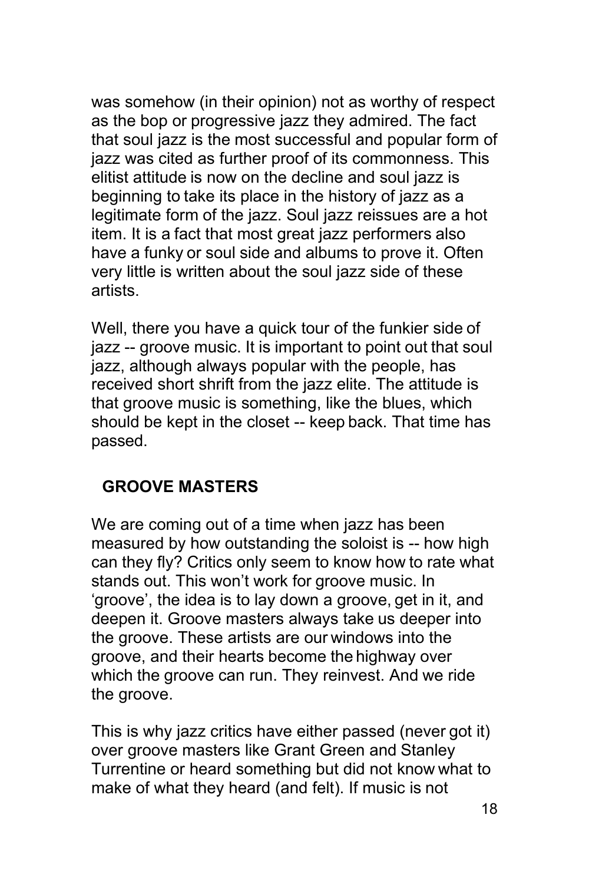was somehow (in their opinion) not as worthy of respect as the bop or progressive jazz they admired. The fact that soul jazz is the most successful and popular form of jazz was cited as further proof of its commonness. This elitist attitude is now on the decline and soul jazz is beginning to take its place in the history of jazz as a legitimate form of the jazz. Soul jazz reissues are a hot item. It is a fact that most great jazz performers also have a funky or soul side and albums to prove it. Often very little is written about the soul jazz side of these artists.

Well, there you have a quick tour of the funkier side of jazz -- groove music. It is important to point out that soul jazz, although always popular with the people, has received short shrift from the jazz elite. The attitude is that groove music is something, like the blues, which should be kept in the closet -- keep back. That time has passed.

## GROOVE MASTERS

We are coming out of a time when jazz has been measured by how outstanding the soloist is -- how high can they fly? Critics only seem to know how to rate what stands out. This won't work for groove music. In 'groove', the idea is to lay down a groove, get in it, and deepen it. Groove masters always take us deeper into the groove. These artists are our windows into the groove, and their hearts become the highway over which the groove can run. They reinvest. And we ride the groove.

This is why jazz critics have either passed (never got it) over groove masters like Grant Green and Stanley Turrentine or heard something but did not know what to make of what they heard (and felt). If music is not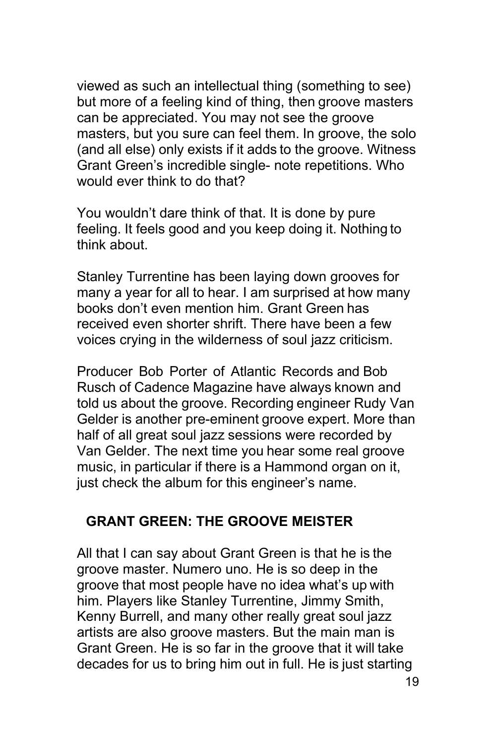viewed as such an intellectual thing (something to see) but more of a feeling kind of thing, then groove masters can be appreciated. You may not see the groove masters, but you sure can feel them. In groove, the solo (and all else) only exists if it adds to the groove. Witness Grant Green's incredible single- note repetitions. Who would ever think to do that?

You wouldn't dare think of that. It is done by pure feeling. It feels good and you keep doing it. Nothing to think about.

Stanley Turrentine has been laying down grooves for many a year for all to hear. I am surprised at how many books don't even mention him. Grant Green has received even shorter shrift. There have been a few voices crying in the wilderness of soul jazz criticism.

Producer Bob Porter of Atlantic Records and Bob Rusch of Cadence Magazine have always known and told us about the groove. Recording engineer Rudy Van Gelder is another pre-eminent groove expert. More than half of all great soul jazz sessions were recorded by Van Gelder. The next time you hear some real groove music, in particular if there is a Hammond organ on it, just check the album for this engineer's name.

## GRANT GREEN: THE GROOVE MEISTER

All that I can say about Grant Green is that he is the groove master. Numero uno. He is so deep in the groove that most people have no idea what's up with him. Players like Stanley Turrentine, Jimmy Smith, Kenny Burrell, and many other really great soul jazz artists are also groove masters. But the main man is Grant Green. He is so far in the groove that it will take decades for us to bring him out in full. He is just starting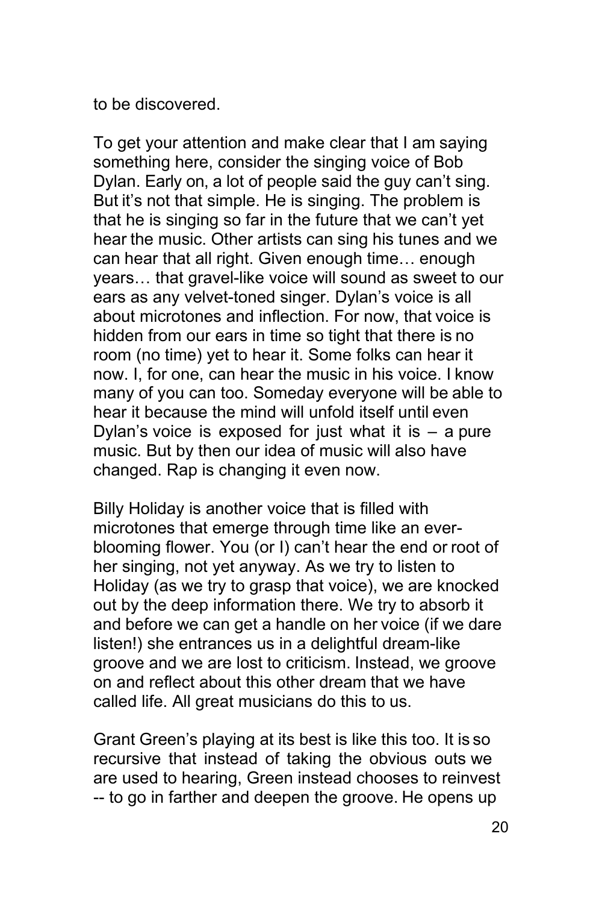to be discovered.

To get your attention and make clear that I am saying something here, consider the singing voice of Bob Dylan. Early on, a lot of people said the guy can't sing. But it's not that simple. He is singing. The problem is that he is singing so far in the future that we can't yet hear the music. Other artists can sing his tunes and we can hear that all right. Given enough time… enough years… that gravel-like voice will sound as sweet to our ears as any velvet-toned singer. Dylan's voice is all about microtones and inflection. For now, that voice is hidden from our ears in time so tight that there is no room (no time) yet to hear it. Some folks can hear it now. I, for one, can hear the music in his voice. I know many of you can too. Someday everyone will be able to hear it because the mind will unfold itself until even Dylan's voice is exposed for just what it is – a pure music. But by then our idea of music will also have changed. Rap is changing it even now.

Billy Holiday is another voice that is filled with microtones that emerge through time like an ever-blooming flower. You (or I) can't hear the end or root of her singing, not yet anyway. As we try to listen to Holiday (as we try to grasp that voice), we are knocked out by the deep information there. We try to absorb it and before we can get a handle on her voice (if we dare listen!) she entrances us in a delightful dream-like groove and we are lost to criticism. Instead, we groove on and reflect about this other dream that we have called life. All great musicians do this to us.

Grant Green's playing at its best is like this too. It is so recursive that instead of taking the obvious outs we are used to hearing, Green instead chooses to reinvest -- to go in farther and deepen the groove. He opens up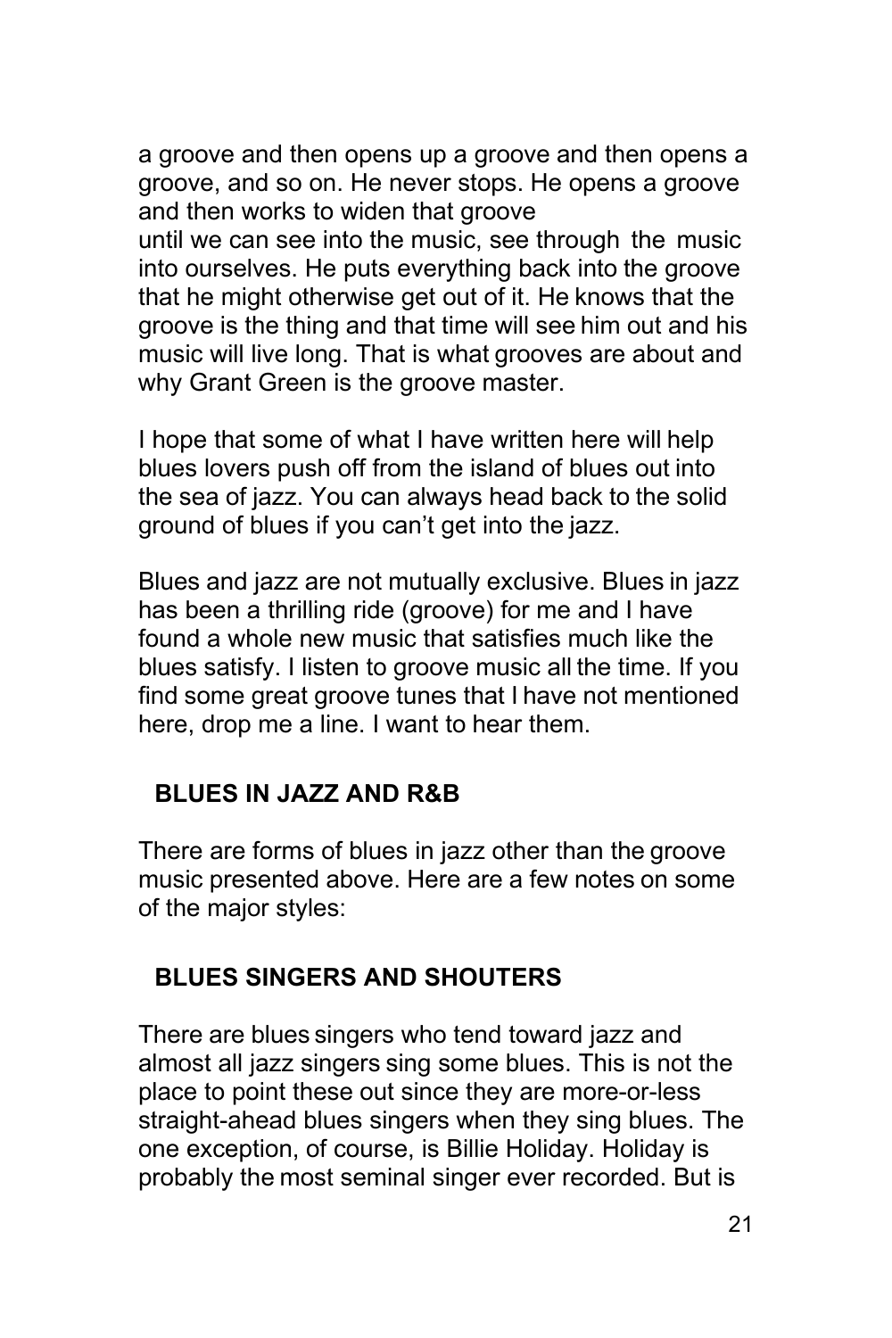a groove and then opens up a groove and then opens a groove, and so on. He never stops. He opens a groove and then works to widen that groove
until we can see into the music, see through the music into ourselves. He puts everything back into the groove that he might otherwise get out of it. He knows that the groove is the thing and that time will see him out and his music will live long. That is what grooves are about and why Grant Green is the groove master.

I hope that some of what I have written here will help blues lovers push off from the island of blues out into the sea of jazz. You can always head back to the solid ground of blues if you can't get into the jazz.

Blues and jazz are not mutually exclusive. Blues in jazz has been a thrilling ride (groove) for me and I have found a whole new music that satisfies much like the blues satisfy. I listen to groove music all the time. If you find some great groove tunes that I have not mentioned here, drop me a line. I want to hear them.

## BLUES IN JAZZ AND R&B

There are forms of blues in jazz other than the groove music presented above. Here are a few notes on some of the major styles:

## BLUES SINGERS AND SHOUTERS

There are blues singers who tend toward jazz and almost all jazz singers sing some blues. This is not the place to point these out since they are more-or-less straight-ahead blues singers when they sing blues. The one exception, of course, is Billie Holiday. Holiday is probably the most seminal singer ever recorded. But is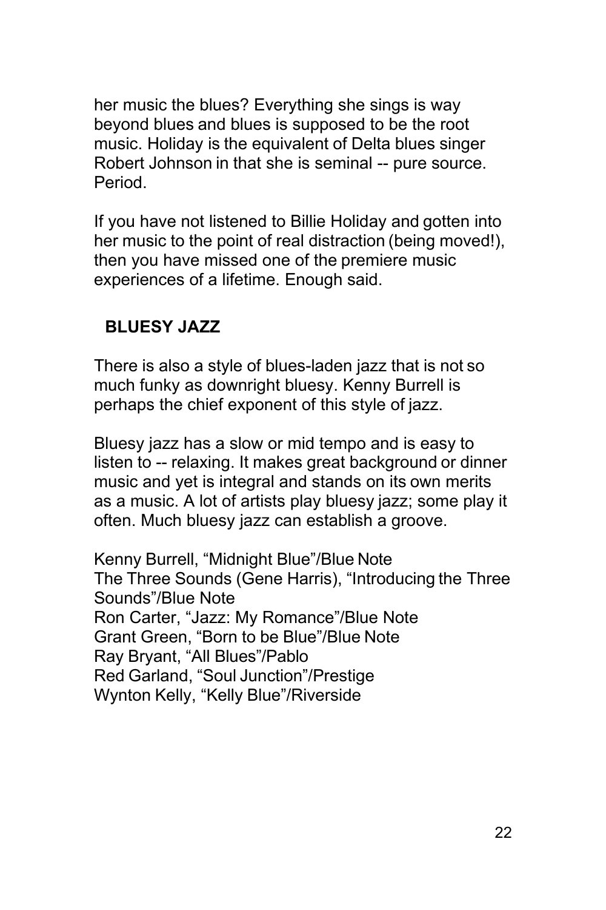her music the blues? Everything she sings is way beyond blues and blues is supposed to be the root music. Holiday is the equivalent of Delta blues singer Robert Johnson in that she is seminal -- pure source. Period.

If you have not listened to Billie Holiday and gotten into her music to the point of real distraction (being moved!), then you have missed one of the premiere music experiences of a lifetime. Enough said.

## BLUESY JAZZ

There is also a style of blues-laden jazz that is not so much funky as downright bluesy. Kenny Burrell is perhaps the chief exponent of this style of jazz.

Bluesy jazz has a slow or mid tempo and is easy to listen to -- relaxing. It makes great background or dinner music and yet is integral and stands on its own merits as a music. A lot of artists play bluesy jazz; some play it often. Much bluesy jazz can establish a groove.

Kenny Burrell, "Midnight Blue"/Blue Note
The Three Sounds (Gene Harris), "Introducing the Three Sounds"/Blue Note
Ron Carter, "Jazz: My Romance"/Blue Note
Grant Green, "Born to be Blue"/Blue Note
Ray Bryant, "All Blues"/Pablo
Red Garland, "Soul Junction"/Prestige
Wynton Kelly, "Kelly Blue"/Riverside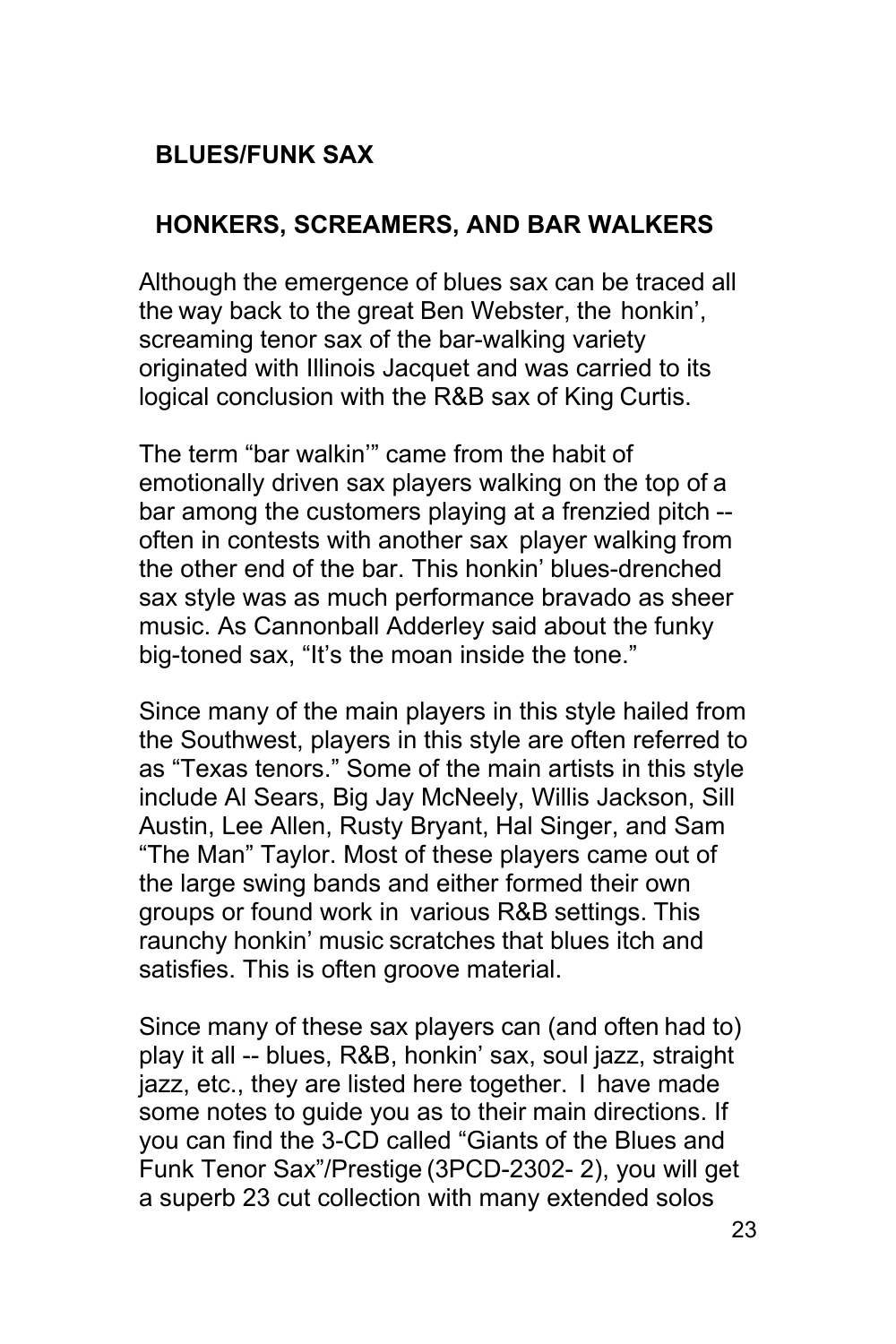## BLUES/FUNK SAX

## HONKERS, SCREAMERS, AND BAR WALKERS

Although the emergence of blues sax can be traced all the way back to the great Ben Webster, the honkin', screaming tenor sax of the bar-walking variety originated with Illinois Jacquet and was carried to its logical conclusion with the R&B sax of King Curtis.

The term "bar walkin'" came from the habit of emotionally driven sax players walking on the top of a bar among the customers playing at a frenzied pitch -- often in contests with another sax player walking from the other end of the bar. This honkin' blues-drenched sax style was as much performance bravado as sheer music. As Cannonball Adderley said about the funky big-toned sax, "It's the moan inside the tone."

Since many of the main players in this style hailed from the Southwest, players in this style are often referred to as "Texas tenors." Some of the main artists in this style include Al Sears, Big Jay McNeely, Willis Jackson, Sill Austin, Lee Allen, Rusty Bryant, Hal Singer, and Sam "The Man" Taylor. Most of these players came out of the large swing bands and either formed their own groups or found work in various R&B settings. This raunchy honkin' music scratches that blues itch and satisfies. This is often groove material.

Since many of these sax players can (and often had to) play it all -- blues, R&B, honkin' sax, soul jazz, straight jazz, etc., they are listed here together. I have made some notes to guide you as to their main directions. If you can find the 3-CD called "Giants of the Blues and Funk Tenor Sax"/Prestige (3PCD-2302- 2), you will get a superb 23 cut collection with many extended solos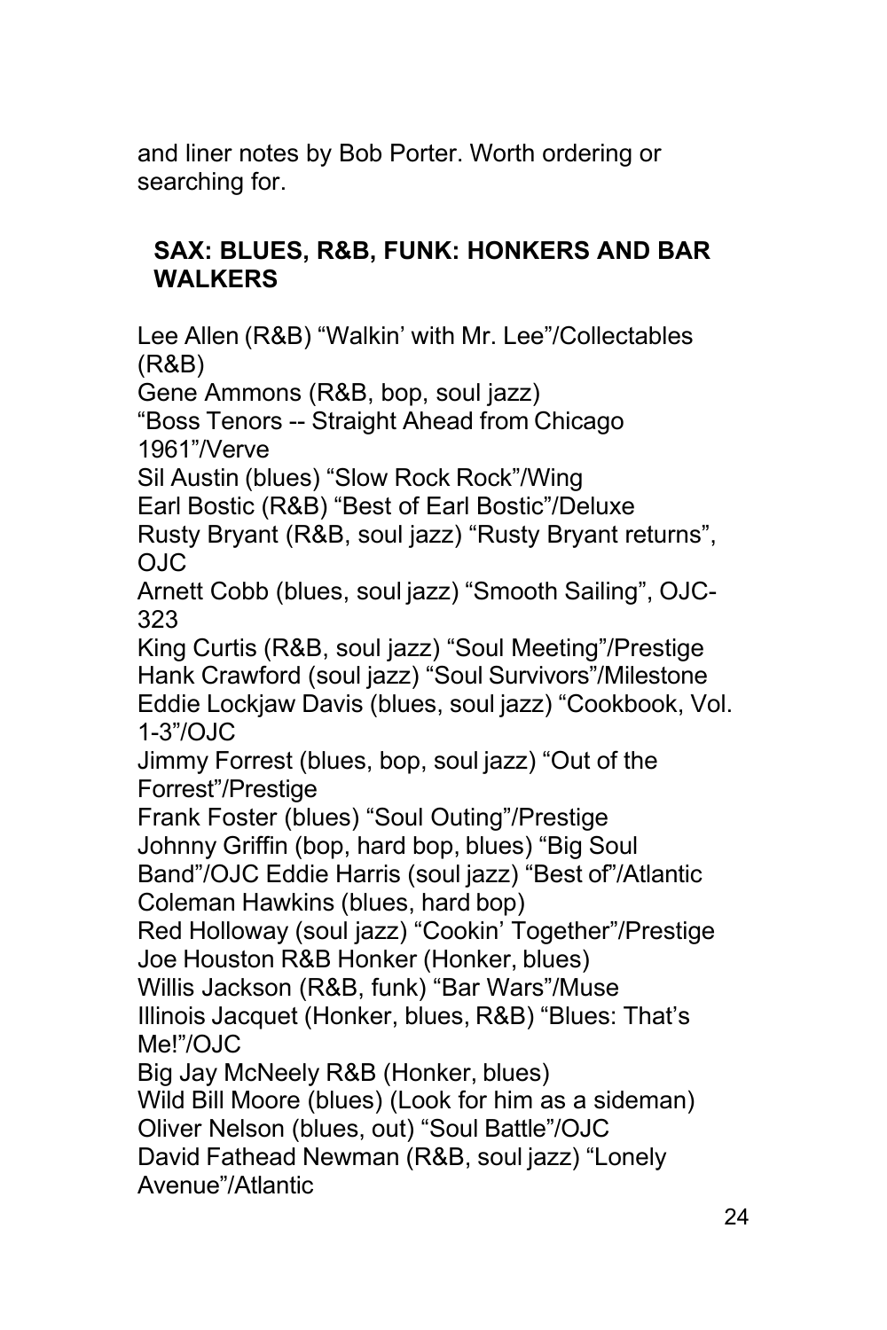and liner notes by Bob Porter. Worth ordering or searching for.

## SAX: BLUES, R&B, FUNK: HONKERS AND BAR WALKERS

Lee Allen (R&B) "Walkin' with Mr. Lee"/Collectables (R&B)
Gene Ammons (R&B, bop, soul jazz)
"Boss Tenors -- Straight Ahead from Chicago 1961"/Verve
Sil Austin (blues) "Slow Rock Rock"/Wing
Earl Bostic (R&B) "Best of Earl Bostic"/Deluxe
Rusty Bryant (R&B, soul jazz) "Rusty Bryant returns", OJC
Arnett Cobb (blues, soul jazz) "Smooth Sailing", OJC-323
King Curtis (R&B, soul jazz) "Soul Meeting"/Prestige
Hank Crawford (soul jazz) "Soul Survivors"/Milestone
Eddie Lockjaw Davis (blues, soul jazz) "Cookbook, Vol. 1-3"/OJC
Jimmy Forrest (blues, bop, soul jazz) "Out of the Forrest"/Prestige
Frank Foster (blues) "Soul Outing"/Prestige
Johnny Griffin (bop, hard bop, blues) "Big Soul Band"/OJC Eddie Harris (soul jazz) "Best of"/Atlantic
Coleman Hawkins (blues, hard bop)
Red Holloway (soul jazz) "Cookin' Together"/Prestige
Joe Houston R&B Honker (Honker, blues)
Willis Jackson (R&B, funk) "Bar Wars"/Muse
Illinois Jacquet (Honker, blues, R&B) "Blues: That's Me!"/OJC
Big Jay McNeely R&B (Honker, blues)
Wild Bill Moore (blues) (Look for him as a sideman)
Oliver Nelson (blues, out) "Soul Battle"/OJC
David Fathead Newman (R&B, soul jazz) "Lonely Avenue"/Atlantic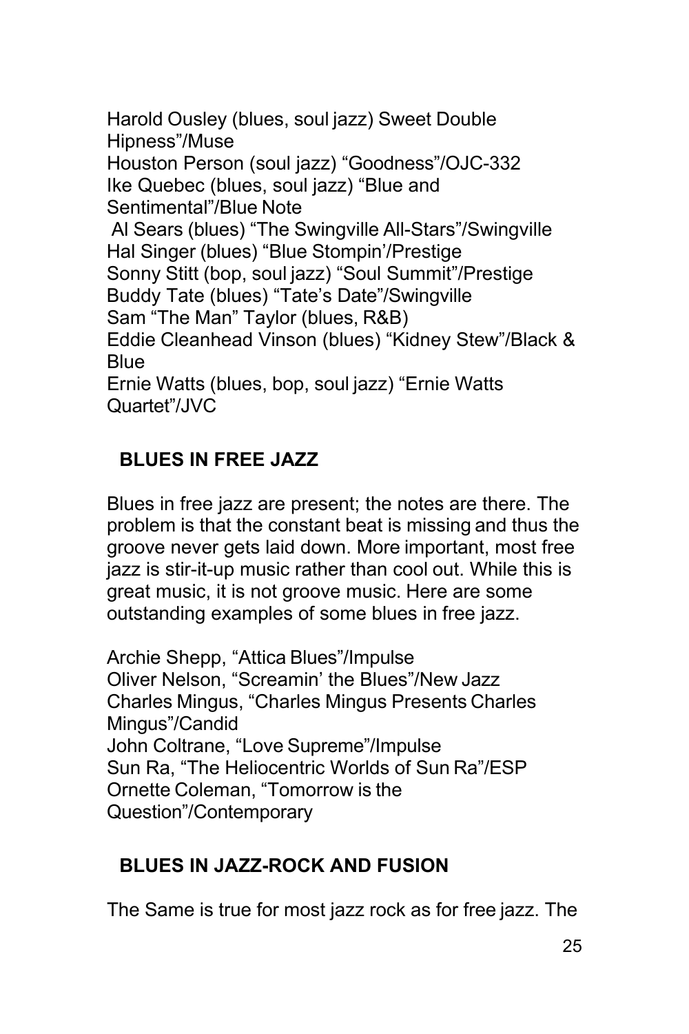Harold Ousley (blues, soul jazz) Sweet Double Hipness"/Muse
Houston Person (soul jazz) "Goodness"/OJC-332
Ike Quebec (blues, soul jazz) "Blue and Sentimental"/Blue Note
Al Sears (blues) "The Swingville All-Stars"/Swingville
Hal Singer (blues) "Blue Stompin'/Prestige
Sonny Stitt (bop, soul jazz) "Soul Summit"/Prestige
Buddy Tate (blues) "Tate's Date"/Swingville
Sam "The Man" Taylor (blues, R&B)
Eddie Cleanhead Vinson (blues) "Kidney Stew"/Black & Blue
Ernie Watts (blues, bop, soul jazz) "Ernie Watts Quartet"/JVC

## BLUES IN FREE JAZZ

Blues in free jazz are present; the notes are there. The problem is that the constant beat is missing and thus the groove never gets laid down. More important, most free jazz is stir-it-up music rather than cool out. While this is great music, it is not groove music. Here are some outstanding examples of some blues in free jazz.

Archie Shepp, "Attica Blues"/Impulse
Oliver Nelson, "Screamin' the Blues"/New Jazz
Charles Mingus, "Charles Mingus Presents Charles Mingus"/Candid
John Coltrane, "Love Supreme"/Impulse
Sun Ra, "The Heliocentric Worlds of Sun Ra"/ESP
Ornette Coleman, "Tomorrow is the Question"/Contemporary

## BLUES IN JAZZ-ROCK AND FUSION

The Same is true for most jazz rock as for free jazz. The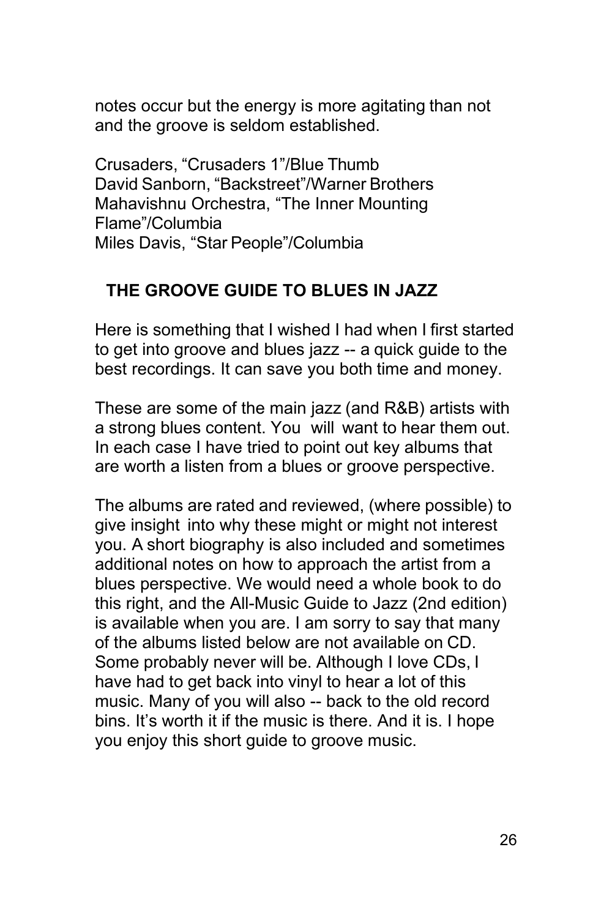notes occur but the energy is more agitating than not and the groove is seldom established.

Crusaders, “Crusaders 1”/Blue Thumb
David Sanborn, “Backstreet”/Warner Brothers
Mahavishnu Orchestra, “The Inner Mounting Flame”/Columbia
Miles Davis, “Star People”/Columbia

## THE GROOVE GUIDE TO BLUES IN JAZZ

Here is something that I wished I had when I first started to get into groove and blues jazz -- a quick guide to the best recordings. It can save you both time and money.

These are some of the main jazz (and R&B) artists with a strong blues content. You will want to hear them out. In each case I have tried to point out key albums that are worth a listen from a blues or groove perspective.

The albums are rated and reviewed, (where possible) to give insight into why these might or might not interest you. A short biography is also included and sometimes additional notes on how to approach the artist from a blues perspective. We would need a whole book to do this right, and the All-Music Guide to Jazz (2nd edition) is available when you are. I am sorry to say that many of the albums listed below are not available on CD. Some probably never will be. Although I love CDs, I have had to get back into vinyl to hear a lot of this music. Many of you will also -- back to the old record bins. It’s worth it if the music is there. And it is. I hope you enjoy this short guide to groove music.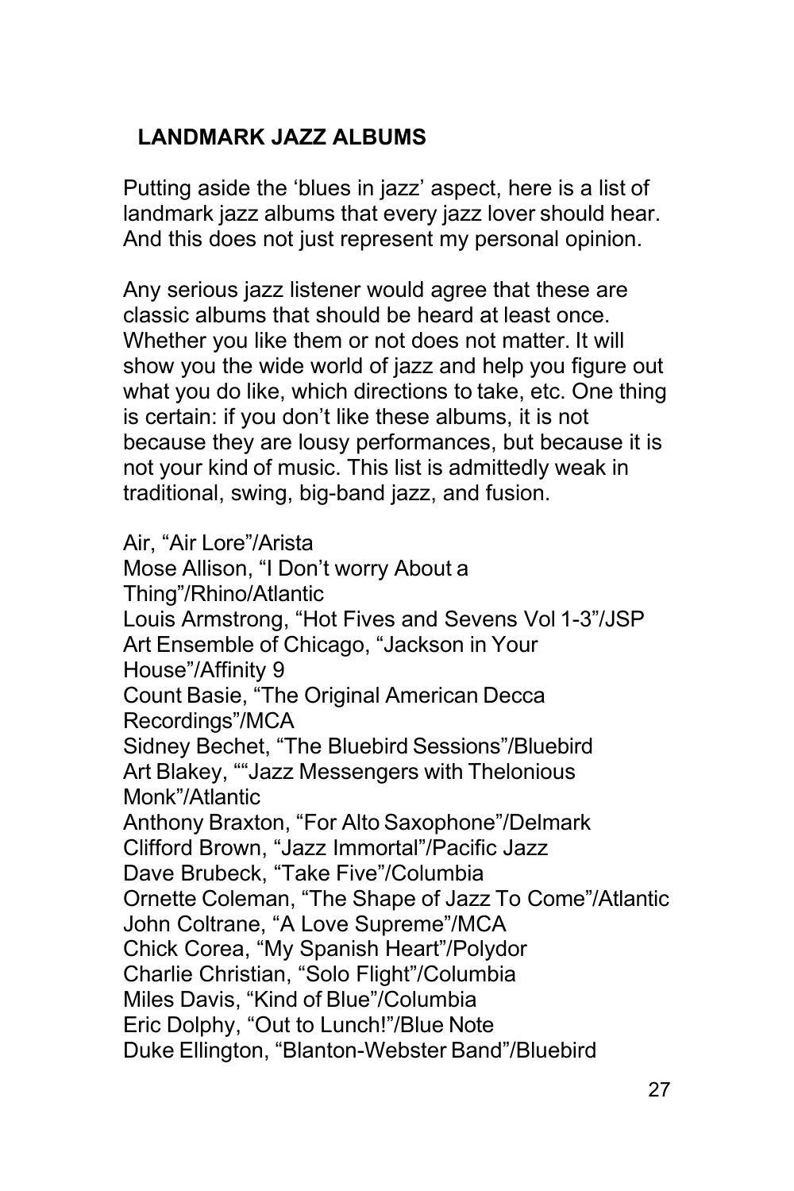## LANDMARK JAZZ ALBUMS

Putting aside the 'blues in jazz' aspect, here is a list of landmark jazz albums that every jazz lover should hear. And this does not just represent my personal opinion.

Any serious jazz listener would agree that these are classic albums that should be heard at least once. Whether you like them or not does not matter. It will show you the wide world of jazz and help you figure out what you do like, which directions to take, etc. One thing is certain: if you don't like these albums, it is not because they are lousy performances, but because it is not your kind of music. This list is admittedly weak in traditional, swing, big-band jazz, and fusion.

Air, "Air Lore"/Arista
Mose Allison, "I Don't worry About a Thing"/Rhino/Atlantic
Louis Armstrong, "Hot Fives and Sevens Vol 1-3"/JSP
Art Ensemble of Chicago, "Jackson in Your House"/Affinity 9
Count Basie, "The Original American Decca Recordings"/MCA
Sidney Bechet, "The Bluebird Sessions"/Bluebird
Art Blakey, ""Jazz Messengers with Thelonious Monk"/Atlantic
Anthony Braxton, "For Alto Saxophone"/Delmark
Clifford Brown, "Jazz Immortal"/Pacific Jazz
Dave Brubeck, "Take Five"/Columbia
Ornette Coleman, "The Shape of Jazz To Come"/Atlantic
John Coltrane, "A Love Supreme"/MCA
Chick Corea, "My Spanish Heart"/Polydor
Charlie Christian, "Solo Flight"/Columbia
Miles Davis, "Kind of Blue"/Columbia
Eric Dolphy, "Out to Lunch!"/Blue Note
Duke Ellington, "Blanton-Webster Band"/Bluebird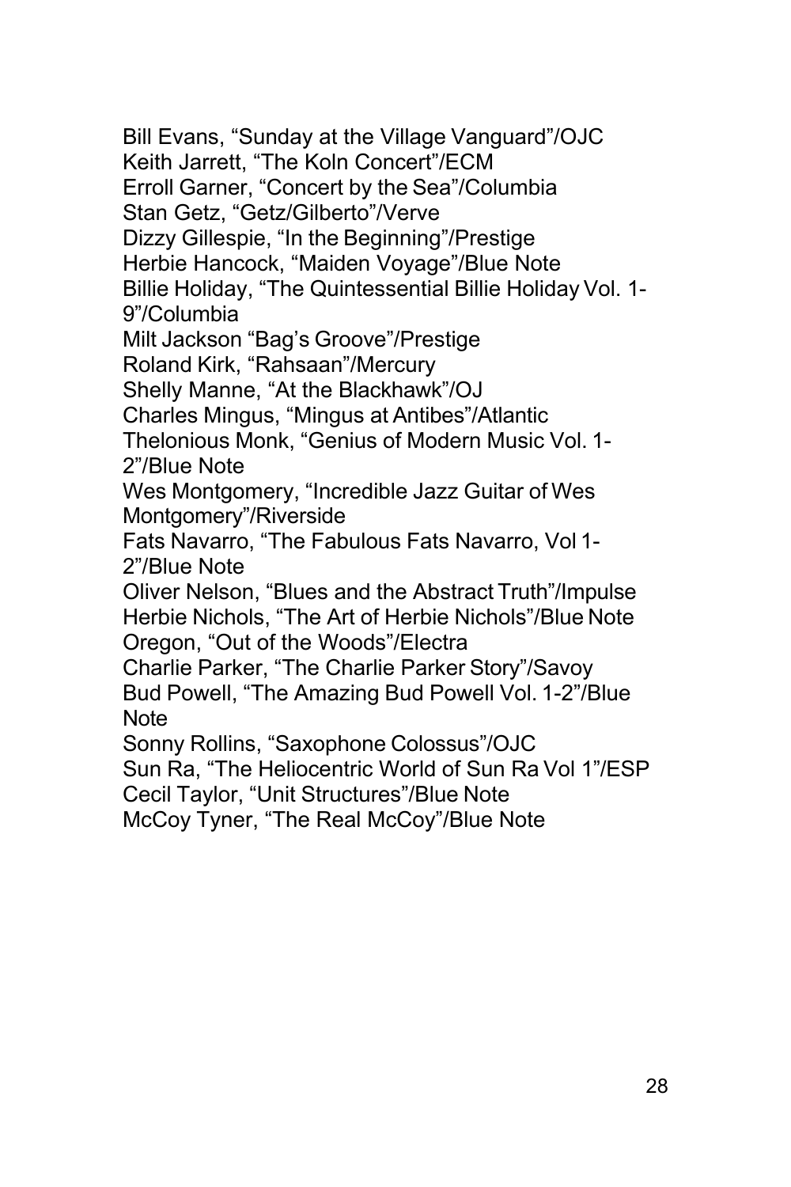Bill Evans, “Sunday at the Village Vanguard”/OJC
Keith Jarrett, “The Koln Concert”/ECM
Erroll Garner, “Concert by the Sea”/Columbia
Stan Getz, “Getz/Gilberto”/Verve
Dizzy Gillespie, “In the Beginning”/Prestige
Herbie Hancock, “Maiden Voyage”/Blue Note
Billie Holiday, “The Quintessential Billie Holiday Vol. 1-9”/Columbia
Milt Jackson “Bag’s Groove”/Prestige
Roland Kirk, “Rahsaan”/Mercury
Shelly Manne, “At the Blackhawk”/OJ
Charles Mingus, “Mingus at Antibes”/Atlantic
Thelonious Monk, “Genius of Modern Music Vol. 1-2”/Blue Note
Wes Montgomery, “Incredible Jazz Guitar of Wes Montgomery”/Riverside
Fats Navarro, “The Fabulous Fats Navarro, Vol 1-2”/Blue Note
Oliver Nelson, “Blues and the Abstract Truth”/Impulse
Herbie Nichols, “The Art of Herbie Nichols”/Blue Note
Oregon, “Out of the Woods”/Electra
Charlie Parker, “The Charlie Parker Story”/Savoy
Bud Powell, “The Amazing Bud Powell Vol. 1-2”/Blue Note
Sonny Rollins, “Saxophone Colossus”/OJC
Sun Ra, “The Heliocentric World of Sun Ra Vol 1”/ESP
Cecil Taylor, “Unit Structures”/Blue Note
McCoy Tyner, “The Real McCoy”/Blue Note